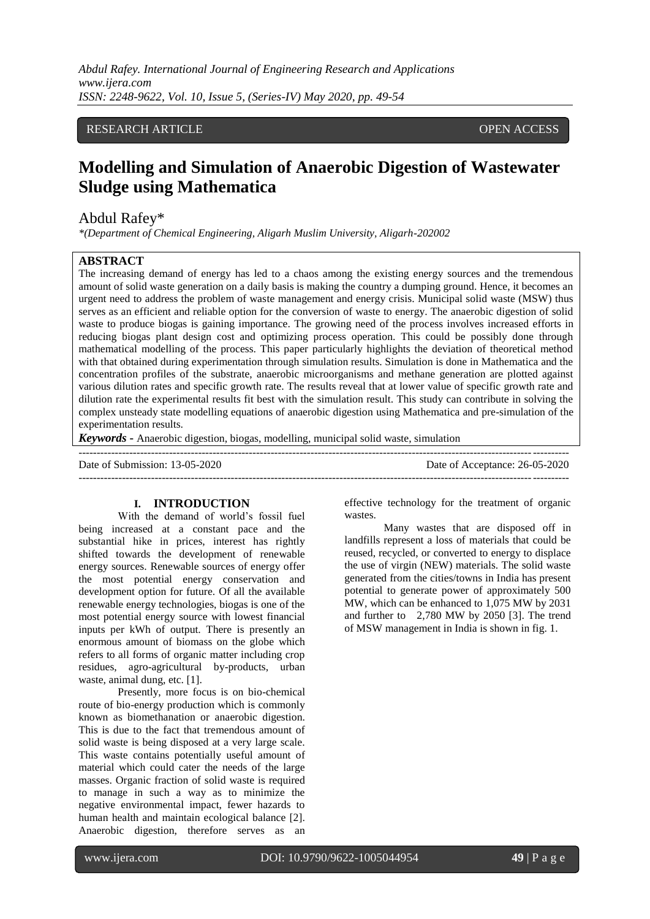RESEARCH ARTICLE OPEN ACCESS

# Modelling and Simulation of Anaerobic Digestion of Wastewater Sludge using Mathematica

Abdul Rafey*

*(Department of Chemical Engineering, Aligarh Muslim University, Aligarh-202002

## ABSTRACT

The increasing demand of energy has led to a chaos among the existing energy sources and the tremendous amount of solid waste generation on a daily basis is making the country a dumping ground. Hence, it becomes an urgent need to address the problem of waste management and energy crisis. Municipal solid waste (MSW) thus serves as an efficient and reliable option for the conversion of waste to energy. The anaerobic digestion of solid waste to produce biogas is gaining importance. The growing need of the process involves increased efforts in reducing biogas plant design cost and optimizing process operation. This could be possibly done through mathematical modelling of the process. This paper particularly highlights the deviation of theoretical method with that obtained during experimentation through simulation results. Simulation is done in Mathematica and the concentration profiles of the substrate, anaerobic microorganisms and methane generation are plotted against various dilution rates and specific growth rate. The results reveal that at lower value of specific growth rate and dilution rate the experimental results fit best with the simulation result. This study can contribute in solving the complex unsteady state modelling equations of anaerobic digestion using Mathematica and pre-simulation of the experimentation results.

***Keywords -*** Anaerobic digestion, biogas, modelling, municipal solid waste, simulation

Date of Submission: 13-05-2020 Date of Acceptance: 26-05-2020

## I. INTRODUCTION

With the demand of world's fossil fuel being increased at a constant pace and the substantial hike in prices, interest has rightly shifted towards the development of renewable energy sources. Renewable sources of energy offer the most potential energy conservation and development option for future. Of all the available renewable energy technologies, biogas is one of the most potential energy source with lowest financial inputs per kWh of output. There is presently an enormous amount of biomass on the globe which refers to all forms of organic matter including crop residues, agro-agricultural by-products, urban waste, animal dung, etc. [1].

Presently, more focus is on bio-chemical route of bio-energy production which is commonly known as biomethanation or anaerobic digestion. This is due to the fact that tremendous amount of solid waste is being disposed at a very large scale. This waste contains potentially useful amount of material which could cater the needs of the large masses. Organic fraction of solid waste is required to manage in such a way as to minimize the negative environmental impact, fewer hazards to human health and maintain ecological balance [2]. Anaerobic digestion, therefore serves as an effective technology for the treatment of organic wastes.

Many wastes that are disposed off in landfills represent a loss of materials that could be reused, recycled, or converted to energy to displace the use of virgin (NEW) materials. The solid waste generated from the cities/towns in India has present potential to generate power of approximately 500 MW, which can be enhanced to 1,075 MW by 2031 and further to 2,780 MW by 2050 [3]. The trend of MSW management in India is shown in fig. 1.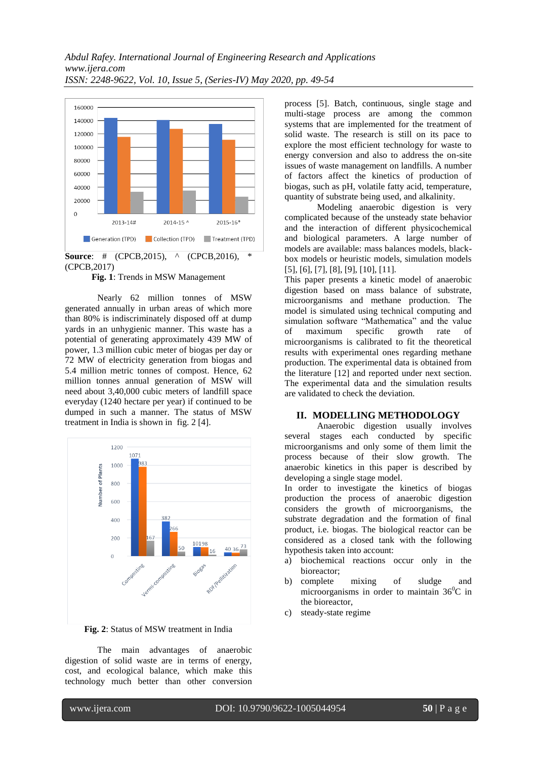**Source**: # (CPCB,2015), ^ (CPCB,2016), * (CPCB,2017)

**Fig. 1**: Trends in MSW Management

Nearly 62 million tonnes of MSW generated annually in urban areas of which more than 80% is indiscriminately disposed off at dump yards in an unhygienic manner. This waste has a potential of generating approximately 439 MW of power, 1.3 million cubic meter of biogas per day or 72 MW of electricity generation from biogas and 5.4 million metric tonnes of compost. Hence, 62 million tonnes annual generation of MSW will need about 3,40,000 cubic meters of landfill space everyday (1240 hectare per year) if continued to be dumped in such a manner. The status of MSW treatment in India is shown in fig. 2 [4].

**Fig. 2**: Status of MSW treatment in India

The main advantages of anaerobic digestion of solid waste are in terms of energy, cost, and ecological balance, which make this technology much better than other conversion process [5]. Batch, continuous, single stage and multi-stage process are among the common systems that are implemented for the treatment of solid waste. The research is still on its pace to explore the most efficient technology for waste to energy conversion and also to address the on-site issues of waste management on landfills. A number of factors affect the kinetics of production of biogas, such as pH, volatile fatty acid, temperature, quantity of substrate being used, and alkalinity.

Modeling anaerobic digestion is very complicated because of the unsteady state behavior and the interaction of different physicochemical and biological parameters. A large number of models are available: mass balances models, black-box models or heuristic models, simulation models [5], [6], [7], [8], [9], [10], [11].

This paper presents a kinetic model of anaerobic digestion based on mass balance of substrate, microorganisms and methane production. The model is simulated using technical computing and simulation software “Mathematica” and the value of maximum specific growth rate of microorganisms is calibrated to fit the theoretical results with experimental ones regarding methane production. The experimental data is obtained from the literature [12] and reported under next section. The experimental data and the simulation results are validated to check the deviation.

## II. MODELLING METHODOLOGY

Anaerobic digestion usually involves several stages each conducted by specific microorganisms and only some of them limit the process because of their slow growth. The anaerobic kinetics in this paper is described by developing a single stage model.

In order to investigate the kinetics of biogas production the process of anaerobic digestion considers the growth of microorganisms, the substrate degradation and the formation of final product, i.e. biogas. The biological reactor can be considered as a closed tank with the following hypothesis taken into account:

a) biochemical reactions occur only in the bioreactor;
b) complete mixing of sludge and microorganisms in order to maintain $36^0$C in the bioreactor,
c) steady-state regime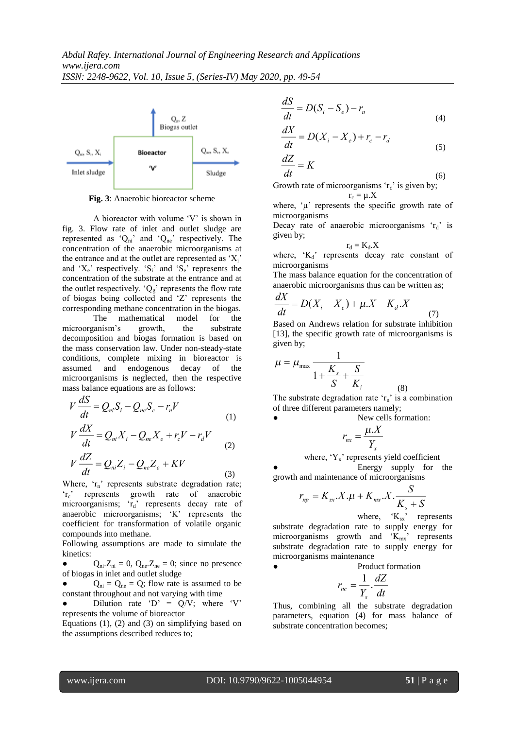Fig. 3: Anaerobic bioreactor scheme

A bioreactor with volume 'V' is shown in fig. 3. Flow rate of inlet and outlet sludge are represented as '$Q_{ni}$' and '$Q_{ne}$' respectively. The concentration of the anaerobic microorganisms at the entrance and at the outlet are represented as '$X_i$' and '$X_e$' respectively. '$S_i$' and '$S_e$' represents the concentration of the substrate at the entrance and at the outlet respectively. '$Q_g$' represents the flow rate of biogas being collected and 'Z' represents the corresponding methane concentration in the biogas.

The mathematical model for the microorganism's growth, the substrate decomposition and biogas formation is based on the mass conservation law. Under non-steady-state conditions, complete mixing in bioreactor is assumed and endogenous decay of the microorganisms is neglected, then the respective mass balance equations are as follows:

$$V\frac{dS}{dt} = Q_{ni}S_i - Q_{ne}S_e - r_n V \quad (1)$$

$$V\frac{dX}{dt} = Q_{ni}X_i - Q_{ne}X_e + r_c V - r_d V \quad (2)$$

$$V\frac{dZ}{dt} = Q_{ni}Z_i - Q_{ne}Z_e + KV \quad (3)$$

Where, '$r_n$' represents substrate degradation rate; '$r_c$' represents growth rate of anaerobic microorganisms; '$r_d$' represents decay rate of anaerobic microorganisms; 'K' represents the coefficient for transformation of volatile organic compounds into methane.

Following assumptions are made to simulate the kinetics:

- $Q_{ni}.Z_{ni} = 0$, $Q_{ne}.Z_{ne} = 0$; since no presence of biogas in inlet and outlet sludge
- $Q_{ni} = Q_{ne} = Q$; flow rate is assumed to be constant throughout and not varying with time
- Dilution rate 'D' = Q/V; where 'V' represents the volume of bioreactor

Equations (1), (2) and (3) on simplifying based on the assumptions described reduces to;

$$\frac{dS}{dt} = D(S_i - S_e) - r_n \quad (4)$$

$$\frac{dX}{dt} = D(X_i - X_e) + r_c - r_d \quad (5)$$

$$\frac{dZ}{dt} = K \quad (6)$$

Growth rate of microorganisms '$r_c$' is given by;

$$r_c = \mu.X$$

where, 'μ' represents the specific growth rate of microorganisms

Decay rate of anaerobic microorganisms '$r_d$' is given by;

$$r_d = K_d.X$$

where, '$K_d$' represents decay rate constant of microorganisms

The mass balance equation for the concentration of anaerobic microorganisms thus can be written as;

$$\frac{dX}{dt} = D(X_i - X_e) + \mu.X - K_d.X \quad (7)$$

Based on Andrews relation for substrate inhibition [13], the specific growth rate of microorganisms is given by;

$$\mu = \mu_{max}\frac{1}{1 + \frac{K_s}{S} + \frac{S}{K_i}} \quad (8)$$

The substrate degradation rate '$r_n$' is a combination of three different parameters namely;

- New cells formation:

$$r_{nx} = \frac{\mu.X}{Y_x}$$

where, '$Y_x$' represents yield coefficient

- Energy supply for the growth and maintenance of microorganisms

$$r_{np} = K_{sx}.X.\mu + K_{mx}.X.\frac{S}{K_s + S}$$

where, '$K_{sx}$' represents substrate degradation rate to supply energy for microorganisms growth and '$K_{mx}$' represents substrate degradation rate to supply energy for microorganisms maintenance

- Product formation

$$r_{nc} = \frac{1}{Y_s}.\frac{dZ}{dt}$$

Thus, combining all the substrate degradation parameters, equation (4) for mass balance of substrate concentration becomes;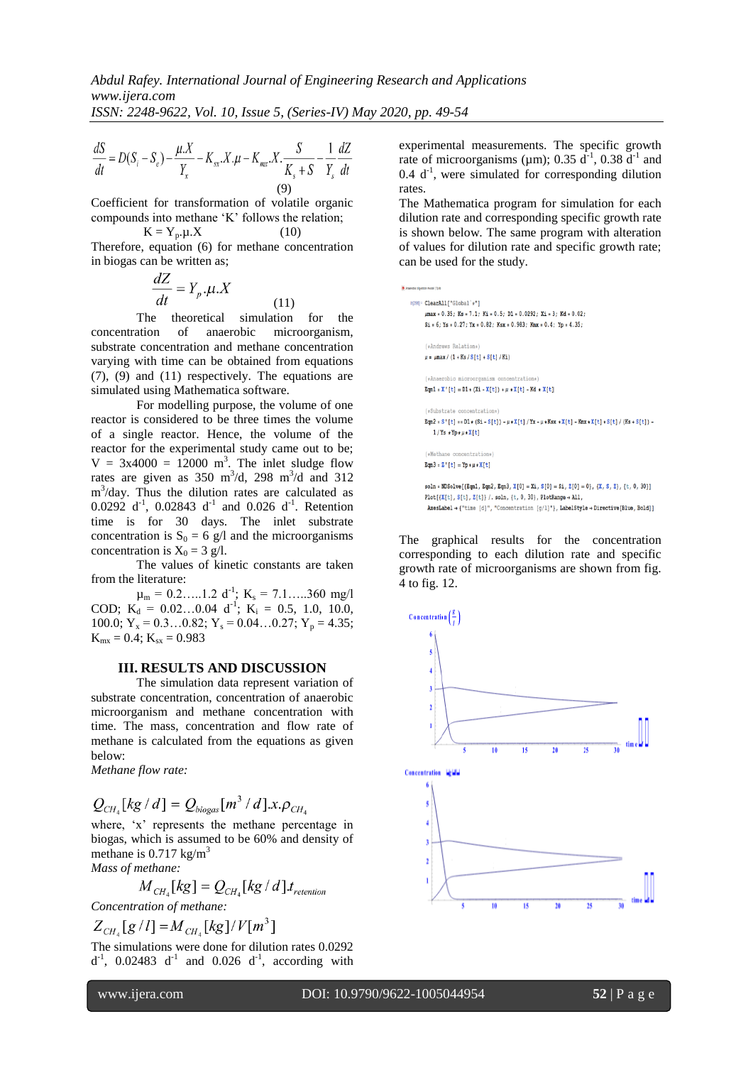$$\frac{dS}{dt} = D(S_i - S_e) - \frac{\mu.X}{Y_x} - K_{sx}.X.\mu - K_{mx}.X.\frac{S}{K_s + S} - \frac{1}{Y_s}\frac{dZ}{dt} \quad (9)$$

Coefficient for transformation of volatile organic compounds into methane 'K' follows the relation;

$$K = Y_p.\mu.X \quad (10)$$

Therefore, equation (6) for methane concentration in biogas can be written as;

$$\frac{dZ}{dt} = Y_p.\mu.X \quad (11)$$

The theoretical simulation for the concentration of anaerobic microorganism, substrate concentration and methane concentration varying with time can be obtained from equations (7), (9) and (11) respectively. The equations are simulated using Mathematica software.

For modelling purpose, the volume of one reactor is considered to be three times the volume of a single reactor. Hence, the volume of the reactor for the experimental study came out to be; V = 3x4000 = 12000 m$^3$. The inlet sludge flow rates are given as 350 m$^3$/d, 298 m$^3$/d and 312 m$^3$/day. Thus the dilution rates are calculated as 0.0292 d$^{-1}$, 0.02843 d$^{-1}$ and 0.026 d$^{-1}$. Retention time is for 30 days. The inlet substrate concentration is $S_0$ = 6 g/l and the microorganisms concentration is $X_0$ = 3 g/l.

The values of kinetic constants are taken from the literature:

$\mu_m$ = 0.2…..1.2 d$^{-1}$; $K_s$ = 7.1…..360 mg/l COD; $K_d$ = 0.02…0.04 d$^{-1}$; $K_i$ = 0.5, 1.0, 10.0, 100.0; $Y_x$ = 0.3…0.82; $Y_s$ = 0.04…0.27; $Y_p$ = 4.35; $K_{mx}$ = 0.4; $K_{sx}$ = 0.983

## III. RESULTS AND DISCUSSION

The simulation data represent variation of substrate concentration, concentration of anaerobic microorganism and methane concentration with time. The mass, concentration and flow rate of methane is calculated from the equations as given below:

*Methane flow rate:*

$$Q_{CH_4}[kg/d] = Q_{biogas}[m^3/d].x.\rho_{CH_4}$$

where, 'x' represents the methane percentage in biogas, which is assumed to be 60% and density of methane is 0.717 kg/m$^3$

*Mass of methane:*

$$M_{CH_4}[kg] = Q_{CH_4}[kg/d].t_{retention}$$

*Concentration of methane:*

$$Z_{CH_4}[g/l] = M_{CH_4}[kg]/V[m^3]$$

The simulations were done for dilution rates 0.0292 d$^{-1}$, 0.02483 d$^{-1}$ and 0.026 d$^{-1}$, according with experimental measurements. The specific growth rate of microorganisms (μm); 0.35 d$^{-1}$, 0.38 d$^{-1}$ and 0.4 d$^{-1}$, were simulated for corresponding dilution rates.

The Mathematica program for simulation for each dilution rate and corresponding specific growth rate is shown below. The same program with alteration of values for dilution rate and specific growth rate; can be used for the study.

```
ClearAll["Global`*"]
μmax = 0.35; Ks = 7.1; Ki = 0.5; D1 = 0.0292; Xi = 3; Kd = 0.02;
Si = 6; Ys = 0.27; Yx = 0.82; Ksx = 0.983; Kmx = 0.4; Yp = 4.35;

(*Andrews Relation*)
μ = μmax / (1 + Ks / S[t] + S[t] / Ki)

(*Anaerobic microorganism concentration*)
Eqn1 = X'[t] == D1 * (Xi - X[t]) + μ * X[t] - Kd * X[t]

(*Substrate concentration*)
Eqn2 = S'[t] == D1 * (Si - S[t]) - μ * X[t] / Yx - μ * Ksx * X[t] - Kmx * X[t] * S[t] / (Ks + S[t]) -
  1 / Ys * Yp * μ * X[t]

(*Methane concentration*)
Eqn3 = Z'[t] = Yp * μ * X[t]

soln = NDSolve[{Eqn1, Eqn2, Eqn3, X[0] == Xi, S[0] == Si, Z[0] == 0}, {X, S, Z}, {t, 0, 30}]
Plot[{X[t], S[t], Z[t]} /. soln, {t, 0, 30}, PlotRange → All,
 AxesLabel → {"time [d]", "Concentration [g/l]"}, LabelStyle → Directive[Blue, Bold]]
```

The graphical results for the concentration corresponding to each dilution rate and specific growth rate of microorganisms are shown from fig. 4 to fig. 12.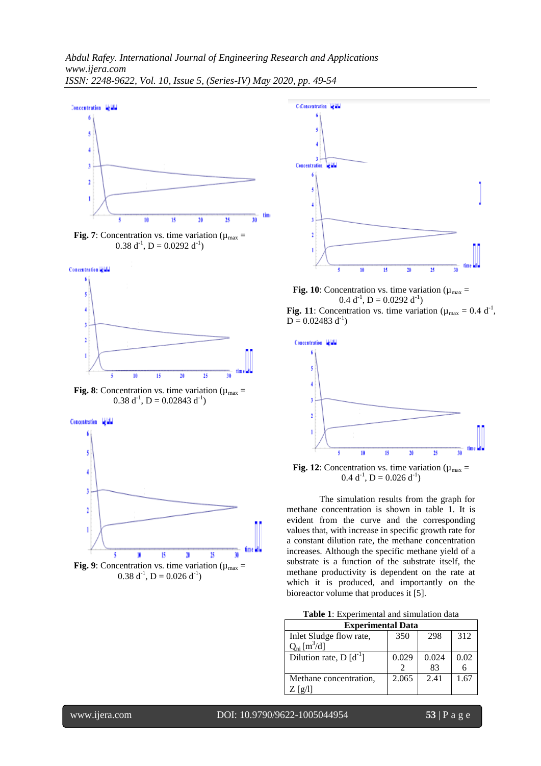**Fig. 7**: Concentration vs. time variation ($\mu_{max}$ = 0.38 $d^{-1}$, D = 0.0292 $d^{-1}$)

**Fig. 8**: Concentration vs. time variation ($\mu_{max}$ = 0.38 $d^{-1}$, D = 0.02843 $d^{-1}$)

**Fig. 9**: Concentration vs. time variation ($\mu_{max}$ = 0.38 $d^{-1}$, D = 0.026 $d^{-1}$)

**Fig. 10**: Concentration vs. time variation ($\mu_{max}$ = 0.4 $d^{-1}$, D = 0.0292 $d^{-1}$)

**Fig. 11**: Concentration vs. time variation ($\mu_{max}$ = 0.4 $d^{-1}$, D = 0.02483 $d^{-1}$)

**Fig. 12**: Concentration vs. time variation ($\mu_{max}$ = 0.4 $d^{-1}$, D = 0.026 $d^{-1}$)

The simulation results from the graph for methane concentration is shown in table 1. It is evident from the curve and the corresponding values that, with increase in specific growth rate for a constant dilution rate, the methane concentration increases. Although the specific methane yield of a substrate is a function of the substrate itself, the methane productivity is dependent on the rate at which it is produced, and importantly on the bioreactor volume that produces it [5].

**Table 1**: Experimental and simulation data

| Experimental Data | | | |
|---|---|---|---|
| Inlet Sludge flow rate, $Q_{nl}$ [$m^3$/d] | 350 | 298 | 312 |
| Dilution rate, D [$d^{-1}$] | 0.0292 | 0.02483 | 0.026 |
| Methane concentration, Z [g/l] | 2.065 | 2.41 | 1.67 |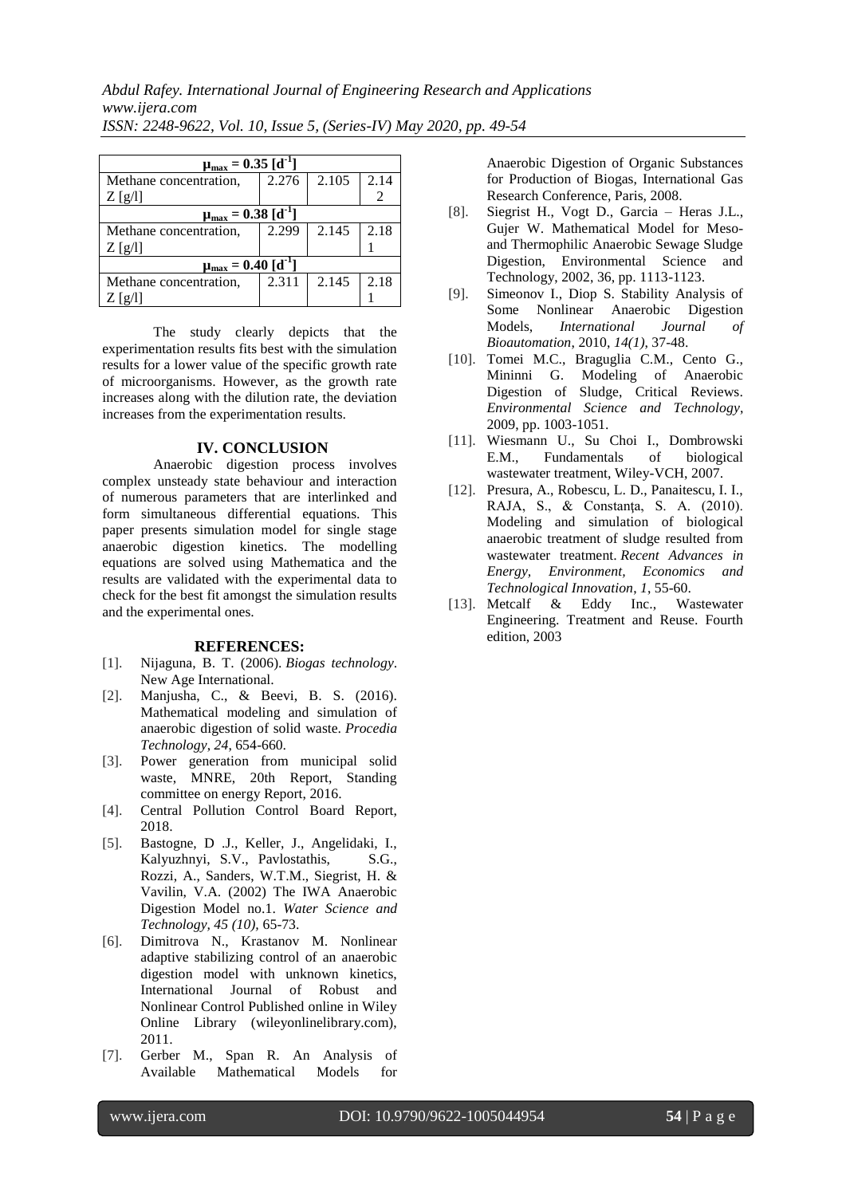| | | | |
|---|---|---|---|
| **$\mu_{max}$ = 0.35 [$d^{-1}$]** | | | |
| Methane concentration, Z [g/l] | 2.276 | 2.105 | 2.142 |
| **$\mu_{max}$ = 0.38 [$d^{-1}$]** | | | |
| Methane concentration, Z [g/l] | 2.299 | 2.145 | 2.181 |
| **$\mu_{max}$ = 0.40 [$d^{-1}$]** | | | |
| Methane concentration, Z [g/l] | 2.311 | 2.145 | 2.181 |

The study clearly depicts that the experimentation results fits best with the simulation results for a lower value of the specific growth rate of microorganisms. However, as the growth rate increases along with the dilution rate, the deviation increases from the experimentation results.

## IV. CONCLUSION

Anaerobic digestion process involves complex unsteady state behaviour and interaction of numerous parameters that are interlinked and form simultaneous differential equations. This paper presents simulation model for single stage anaerobic digestion kinetics. The modelling equations are solved using Mathematica and the results are validated with the experimental data to check for the best fit amongst the simulation results and the experimental ones.

## REFERENCES:

[1]. Nijaguna, B. T. (2006). *Biogas technology*. New Age International.

[2]. Manjusha, C., & Beevi, B. S. (2016). Mathematical modeling and simulation of anaerobic digestion of solid waste. *Procedia Technology*, *24*, 654-660.

[3]. Power generation from municipal solid waste, MNRE, 20th Report, Standing committee on energy Report, 2016.

[4]. Central Pollution Control Board Report, 2018.

[5]. Bastogne, D .J., Keller, J., Angelidaki, I., Kalyuzhnyi, S.V., Pavlostathis, S.G., Rozzi, A., Sanders, W.T.M., Siegrist, H. & Vavilin, V.A. (2002) The IWA Anaerobic Digestion Model no.1. *Water Science and Technology, 45 (10),* 65-73.

[6]. Dimitrova N., Krastanov M. Nonlinear adaptive stabilizing control of an anaerobic digestion model with unknown kinetics, International Journal of Robust and Nonlinear Control Published online in Wiley Online Library (wileyonlinelibrary.com), 2011.

[7]. Gerber M., Span R. An Analysis of Available Mathematical Models for Anaerobic Digestion of Organic Substances for Production of Biogas, International Gas Research Conference, Paris, 2008.

[8]. Siegrist H., Vogt D., Garcia – Heras J.L., Gujer W. Mathematical Model for Meso- and Thermophilic Anaerobic Sewage Sludge Digestion, Environmental Science and Technology, 2002, 36, pp. 1113-1123.

[9]. Simeonov I., Diop S. Stability Analysis of Some Nonlinear Anaerobic Digestion Models, *International Journal of Bioautomation*, 2010, *14(1)*, 37-48.

[10]. Tomei M.C., Braguglia C.M., Cento G., Mininni G. Modeling of Anaerobic Digestion of Sludge, Critical Reviews. *Environmental Science and Technology*, 2009, pp. 1003-1051.

[11]. Wiesmann U., Su Choi I., Dombrowski E.M., Fundamentals of biological wastewater treatment, Wiley-VCH, 2007.

[12]. Presura, A., Robescu, L. D., Panaitescu, I. I., RAJA, S., & Constanţa, S. A. (2010). Modeling and simulation of biological anaerobic treatment of sludge resulted from wastewater treatment. *Recent Advances in Energy, Environment, Economics and Technological Innovation*, *1*, 55-60.

[13]. Metcalf & Eddy Inc., Wastewater Engineering. Treatment and Reuse. Fourth edition, 2003